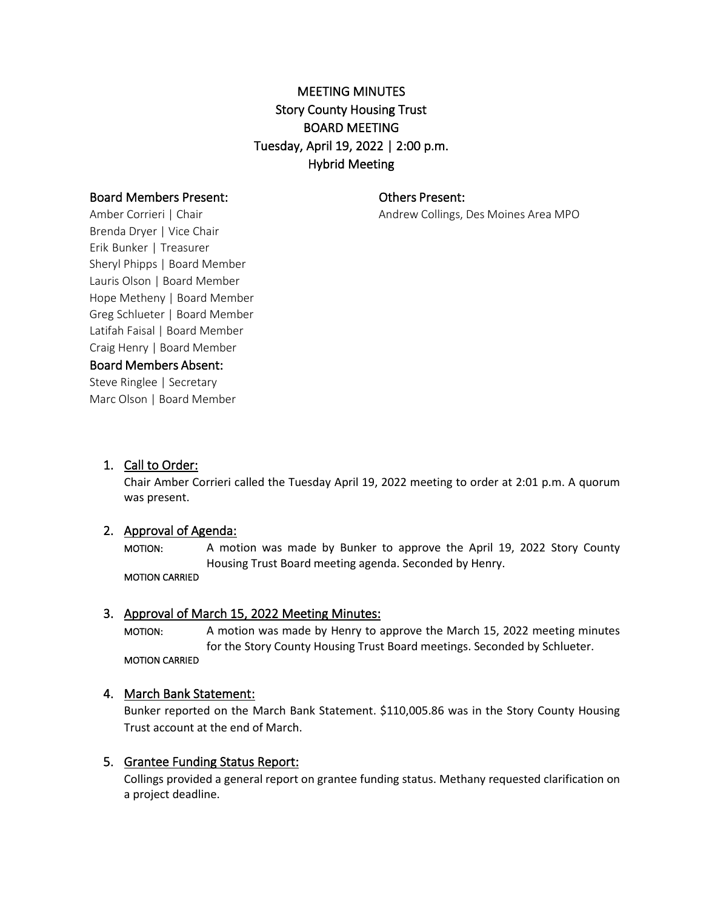# MEETING MINUTES
## Story County Housing Trust
## BOARD MEETING
## Tuesday, April 19, 2022 | 2:00 p.m.
## Hybrid Meeting

### Board Members Present:

Amber Corrieri | Chair
Brenda Dryer | Vice Chair
Erik Bunker | Treasurer
Sheryl Phipps | Board Member
Lauris Olson | Board Member
Hope Metheny | Board Member
Greg Schlueter | Board Member
Latifah Faisal | Board Member
Craig Henry | Board Member

### Board Members Absent:

Steve Ringlee | Secretary
Marc Olson | Board Member

### Others Present:

Andrew Collings, Des Moines Area MPO

1. Call to Order:
   Chair Amber Corrieri called the Tuesday April 19, 2022 meeting to order at 2:01 p.m. A quorum was present.

2. Approval of Agenda:
   MOTION: A motion was made by Bunker to approve the April 19, 2022 Story County Housing Trust Board meeting agenda. Seconded by Henry.
   MOTION CARRIED

3. Approval of March 15, 2022 Meeting Minutes:
   MOTION: A motion was made by Henry to approve the March 15, 2022 meeting minutes for the Story County Housing Trust Board meetings. Seconded by Schlueter.
   MOTION CARRIED

4. March Bank Statement:
   Bunker reported on the March Bank Statement. $110,005.86 was in the Story County Housing Trust account at the end of March.

5. Grantee Funding Status Report:
   Collings provided a general report on grantee funding status. Methany requested clarification on a project deadline.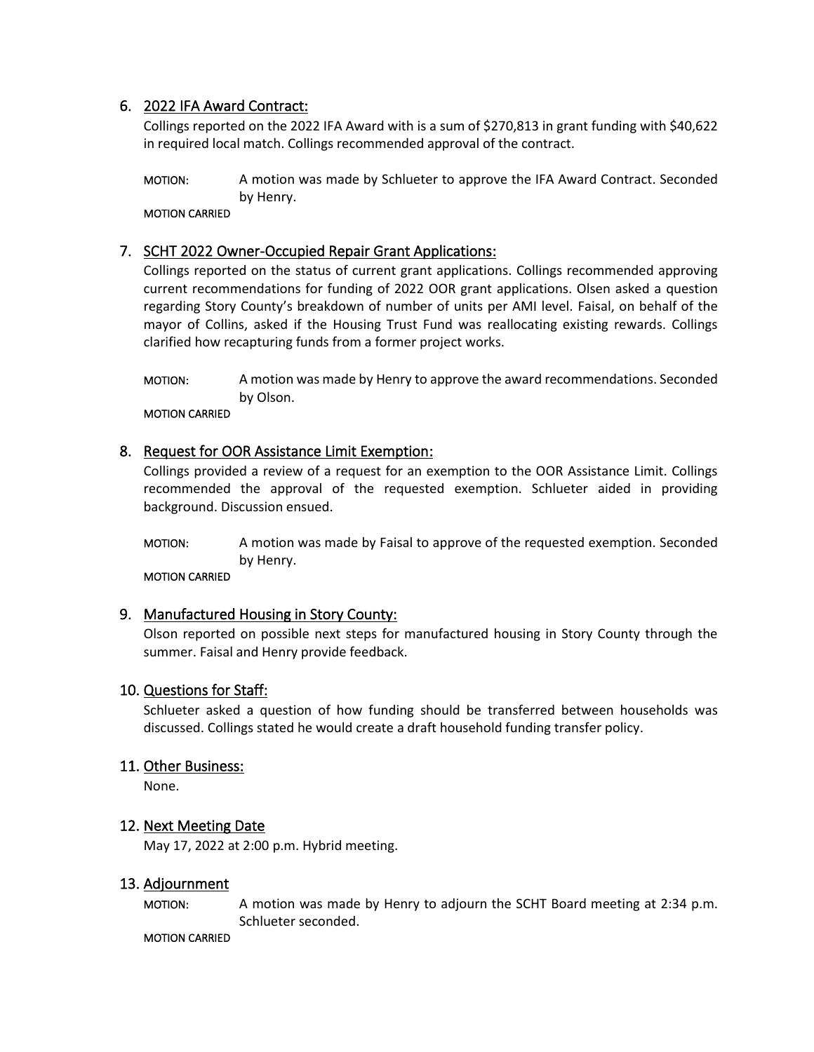6. <u>2022 IFA Award Contract:</u>

   Collings reported on the 2022 IFA Award with is a sum of $270,813 in grant funding with $40,622 in required local match. Collings recommended approval of the contract.

   MOTION: A motion was made by Schlueter to approve the IFA Award Contract. Seconded by Henry.

   MOTION CARRIED

7. <u>SCHT 2022 Owner-Occupied Repair Grant Applications:</u>

   Collings reported on the status of current grant applications. Collings recommended approving current recommendations for funding of 2022 OOR grant applications. Olsen asked a question regarding Story County's breakdown of number of units per AMI level. Faisal, on behalf of the mayor of Collins, asked if the Housing Trust Fund was reallocating existing rewards. Collings clarified how recapturing funds from a former project works.

   MOTION: A motion was made by Henry to approve the award recommendations. Seconded by Olson.

   MOTION CARRIED

8. <u>Request for OOR Assistance Limit Exemption:</u>

   Collings provided a review of a request for an exemption to the OOR Assistance Limit. Collings recommended the approval of the requested exemption. Schlueter aided in providing background. Discussion ensued.

   MOTION: A motion was made by Faisal to approve of the requested exemption. Seconded by Henry.

   MOTION CARRIED

9. <u>Manufactured Housing in Story County:</u>

   Olson reported on possible next steps for manufactured housing in Story County through the summer. Faisal and Henry provide feedback.

10. <u>Questions for Staff:</u>

    Schlueter asked a question of how funding should be transferred between households was discussed. Collings stated he would create a draft household funding transfer policy.

11. <u>Other Business:</u>

    None.

12. <u>Next Meeting Date</u>

    May 17, 2022 at 2:00 p.m. Hybrid meeting.

13. <u>Adjournment</u>

    MOTION: A motion was made by Henry to adjourn the SCHT Board meeting at 2:34 p.m. Schlueter seconded.

    MOTION CARRIED